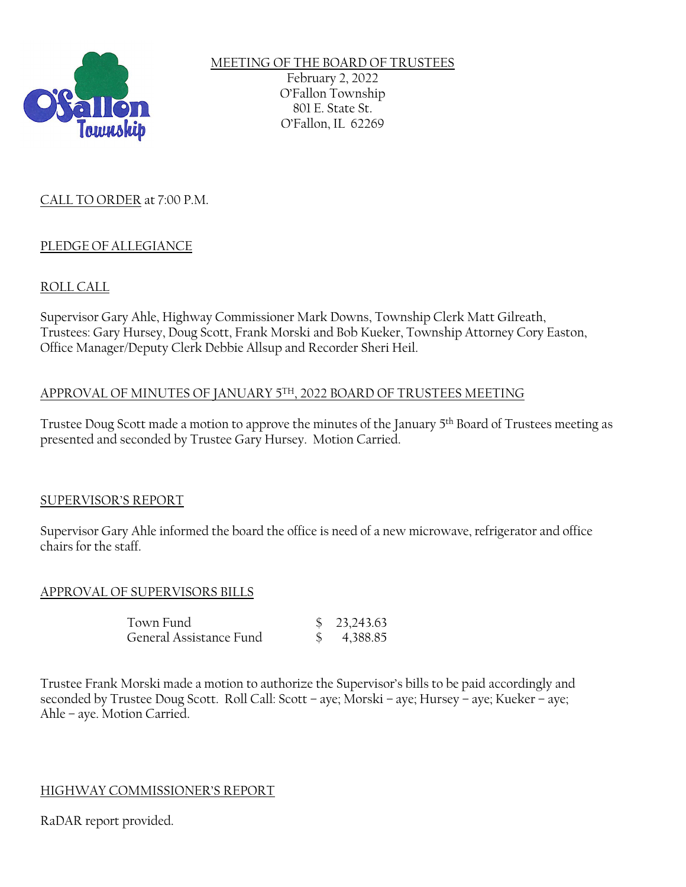MEETING OF THE BOARD OF TRUSTEES
February 2, 2022
O'Fallon Township
801 E. State St.
O'Fallon, IL 62269

CALL TO ORDER at 7:00 P.M.

PLEDGE OF ALLEGIANCE

ROLL CALL

Supervisor Gary Ahle, Highway Commissioner Mark Downs, Township Clerk Matt Gilreath, Trustees: Gary Hursey, Doug Scott, Frank Morski and Bob Kueker, Township Attorney Cory Easton, Office Manager/Deputy Clerk Debbie Allsup and Recorder Sheri Heil.

APPROVAL OF MINUTES OF JANUARY 5TH, 2022 BOARD OF TRUSTEES MEETING

Trustee Doug Scott made a motion to approve the minutes of the January 5th Board of Trustees meeting as presented and seconded by Trustee Gary Hursey. Motion Carried.

SUPERVISOR'S REPORT

Supervisor Gary Ahle informed the board the office is need of a new microwave, refrigerator and office chairs for the staff.

APPROVAL OF SUPERVISORS BILLS

| | |
|---|---|
| Town Fund | $ 23,243.63 |
| General Assistance Fund | $ 4,388.85 |

Trustee Frank Morski made a motion to authorize the Supervisor's bills to be paid accordingly and seconded by Trustee Doug Scott. Roll Call: Scott – aye; Morski – aye; Hursey – aye; Kueker – aye; Ahle – aye. Motion Carried.

HIGHWAY COMMISSIONER'S REPORT

RaDAR report provided.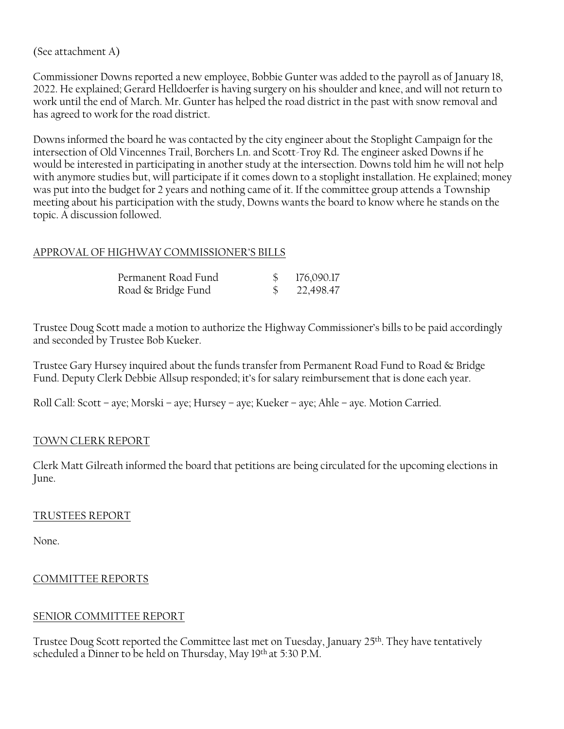(See attachment A)

Commissioner Downs reported a new employee, Bobbie Gunter was added to the payroll as of January 18, 2022. He explained; Gerard Helldoerfer is having surgery on his shoulder and knee, and will not return to work until the end of March. Mr. Gunter has helped the road district in the past with snow removal and has agreed to work for the road district.

Downs informed the board he was contacted by the city engineer about the Stoplight Campaign for the intersection of Old Vincennes Trail, Borchers Ln. and Scott-Troy Rd. The engineer asked Downs if he would be interested in participating in another study at the intersection. Downs told him he will not help with anymore studies but, will participate if it comes down to a stoplight installation. He explained; money was put into the budget for 2 years and nothing came of it. If the committee group attends a Township meeting about his participation with the study, Downs wants the board to know where he stands on the topic. A discussion followed.

## APPROVAL OF HIGHWAY COMMISSIONER'S BILLS

| | | |
|---|---|---|
| Permanent Road Fund | $ | 176,090.17 |
| Road & Bridge Fund | $ | 22,498.47 |

Trustee Doug Scott made a motion to authorize the Highway Commissioner's bills to be paid accordingly and seconded by Trustee Bob Kueker.

Trustee Gary Hursey inquired about the funds transfer from Permanent Road Fund to Road & Bridge Fund. Deputy Clerk Debbie Allsup responded; it's for salary reimbursement that is done each year.

Roll Call: Scott – aye; Morski – aye; Hursey – aye; Kueker – aye; Ahle – aye. Motion Carried.

## TOWN CLERK REPORT

Clerk Matt Gilreath informed the board that petitions are being circulated for the upcoming elections in June.

## TRUSTEES REPORT

None.

## COMMITTEE REPORTS

## SENIOR COMMITTEE REPORT

Trustee Doug Scott reported the Committee last met on Tuesday, January 25th. They have tentatively scheduled a Dinner to be held on Thursday, May 19th at 5:30 P.M.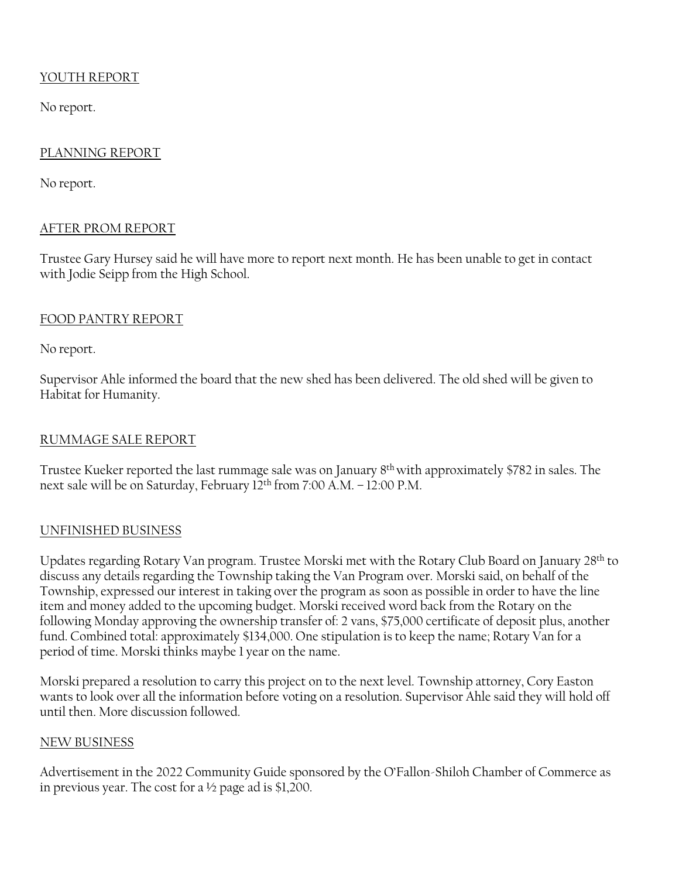## YOUTH REPORT

No report.

## PLANNING REPORT

No report.

## AFTER PROM REPORT

Trustee Gary Hursey said he will have more to report next month. He has been unable to get in contact with Jodie Seipp from the High School.

## FOOD PANTRY REPORT

No report.

Supervisor Ahle informed the board that the new shed has been delivered. The old shed will be given to Habitat for Humanity.

## RUMMAGE SALE REPORT

Trustee Kueker reported the last rummage sale was on January 8th with approximately $782 in sales. The next sale will be on Saturday, February 12th from 7:00 A.M. – 12:00 P.M.

## UNFINISHED BUSINESS

Updates regarding Rotary Van program. Trustee Morski met with the Rotary Club Board on January 28th to discuss any details regarding the Township taking the Van Program over. Morski said, on behalf of the Township, expressed our interest in taking over the program as soon as possible in order to have the line item and money added to the upcoming budget. Morski received word back from the Rotary on the following Monday approving the ownership transfer of: 2 vans, $75,000 certificate of deposit plus, another fund. Combined total: approximately $134,000. One stipulation is to keep the name; Rotary Van for a period of time. Morski thinks maybe 1 year on the name.

Morski prepared a resolution to carry this project on to the next level. Township attorney, Cory Easton wants to look over all the information before voting on a resolution. Supervisor Ahle said they will hold off until then. More discussion followed.

## NEW BUSINESS

Advertisement in the 2022 Community Guide sponsored by the O'Fallon-Shiloh Chamber of Commerce as in previous year. The cost for a ½ page ad is $1,200.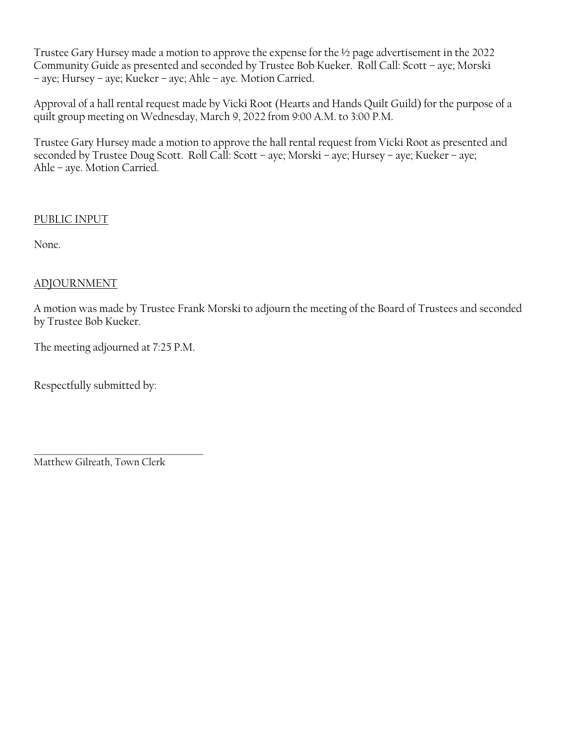Trustee Gary Hursey made a motion to approve the expense for the ½ page advertisement in the 2022 Community Guide as presented and seconded by Trustee Bob Kueker. Roll Call: Scott – aye; Morski – aye; Hursey – aye; Kueker – aye; Ahle – aye. Motion Carried.

Approval of a hall rental request made by Vicki Root (Hearts and Hands Quilt Guild) for the purpose of a quilt group meeting on Wednesday, March 9, 2022 from 9:00 A.M. to 3:00 P.M.

Trustee Gary Hursey made a motion to approve the hall rental request from Vicki Root as presented and seconded by Trustee Doug Scott. Roll Call: Scott – aye; Morski – aye; Hursey – aye; Kueker – aye; Ahle – aye. Motion Carried.

PUBLIC INPUT

None.

ADJOURNMENT

A motion was made by Trustee Frank Morski to adjourn the meeting of the Board of Trustees and seconded by Trustee Bob Kueker.

The meeting adjourned at 7:25 P.M.

Respectfully submitted by:

_______________________________
Matthew Gilreath, Town Clerk